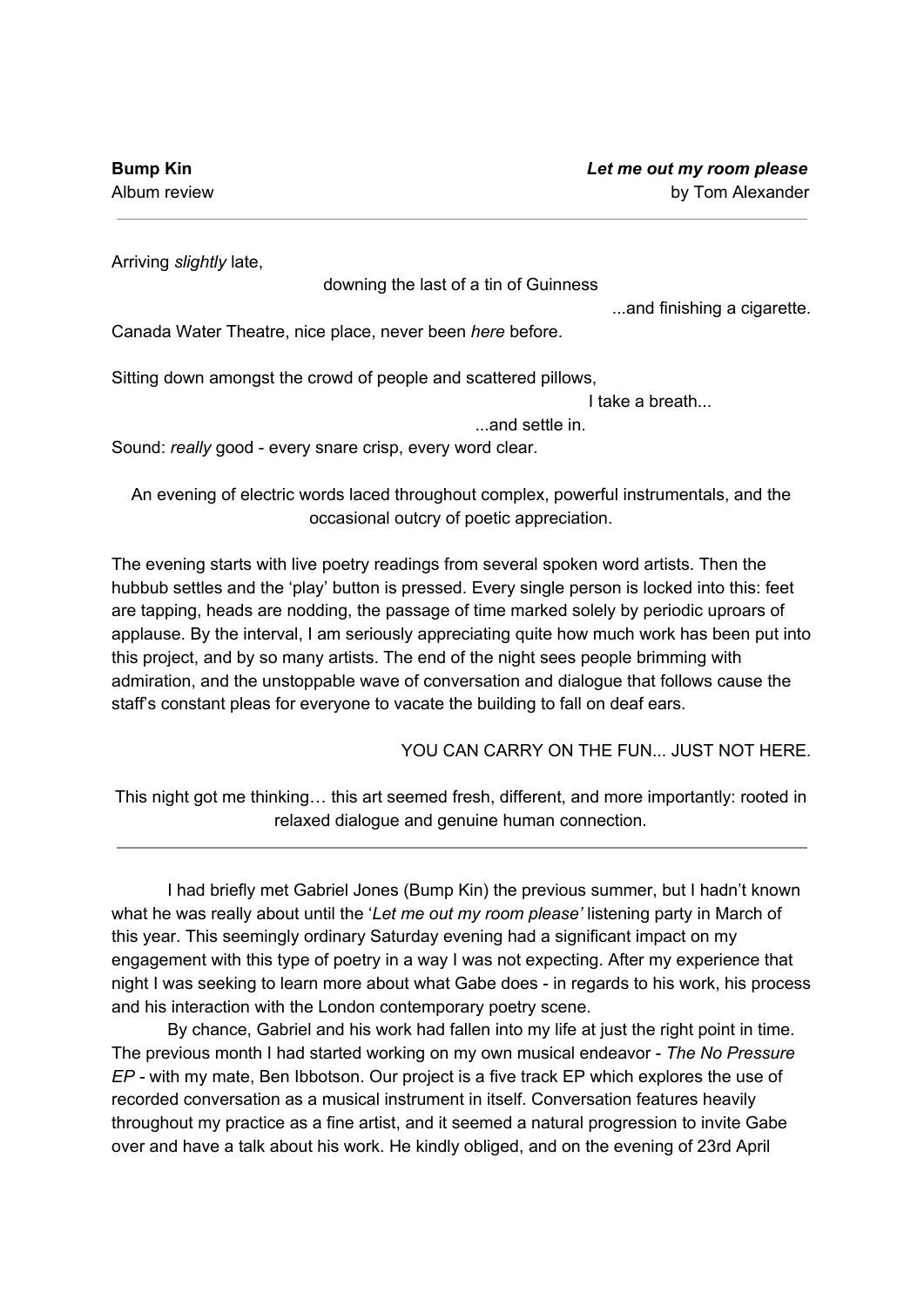**Bump Kin** *Let me out my room please*

Album review by Tom Alexander

---

Arriving *slightly* late,

downing the last of a tin of Guinness

...and finishing a cigarette.

Canada Water Theatre, nice place, never been *here* before.

Sitting down amongst the crowd of people and scattered pillows,

I take a breath...

...and settle in.

Sound: *really* good - every snare crisp, every word clear.

An evening of electric words laced throughout complex, powerful instrumentals, and the occasional outcry of poetic appreciation.

The evening starts with live poetry readings from several spoken word artists. Then the hubbub settles and the 'play' button is pressed. Every single person is locked into this: feet are tapping, heads are nodding, the passage of time marked solely by periodic uproars of applause. By the interval, I am seriously appreciating quite how much work has been put into this project, and by so many artists. The end of the night sees people brimming with admiration, and the unstoppable wave of conversation and dialogue that follows cause the staff's constant pleas for everyone to vacate the building to fall on deaf ears.

YOU CAN CARRY ON THE FUN... JUST NOT HERE.

This night got me thinking… this art seemed fresh, different, and more importantly: rooted in relaxed dialogue and genuine human connection.

---

I had briefly met Gabriel Jones (Bump Kin) the previous summer, but I hadn't known what he was really about until the '*Let me out my room please'* listening party in March of this year. This seemingly ordinary Saturday evening had a significant impact on my engagement with this type of poetry in a way I was not expecting. After my experience that night I was seeking to learn more about what Gabe does - in regards to his work, his process and his interaction with the London contemporary poetry scene.

By chance, Gabriel and his work had fallen into my life at just the right point in time. The previous month I had started working on my own musical endeavor - *The No Pressure EP* - with my mate, Ben Ibbotson. Our project is a five track EP which explores the use of recorded conversation as a musical instrument in itself. Conversation features heavily throughout my practice as a fine artist, and it seemed a natural progression to invite Gabe over and have a talk about his work. He kindly obliged, and on the evening of 23rd April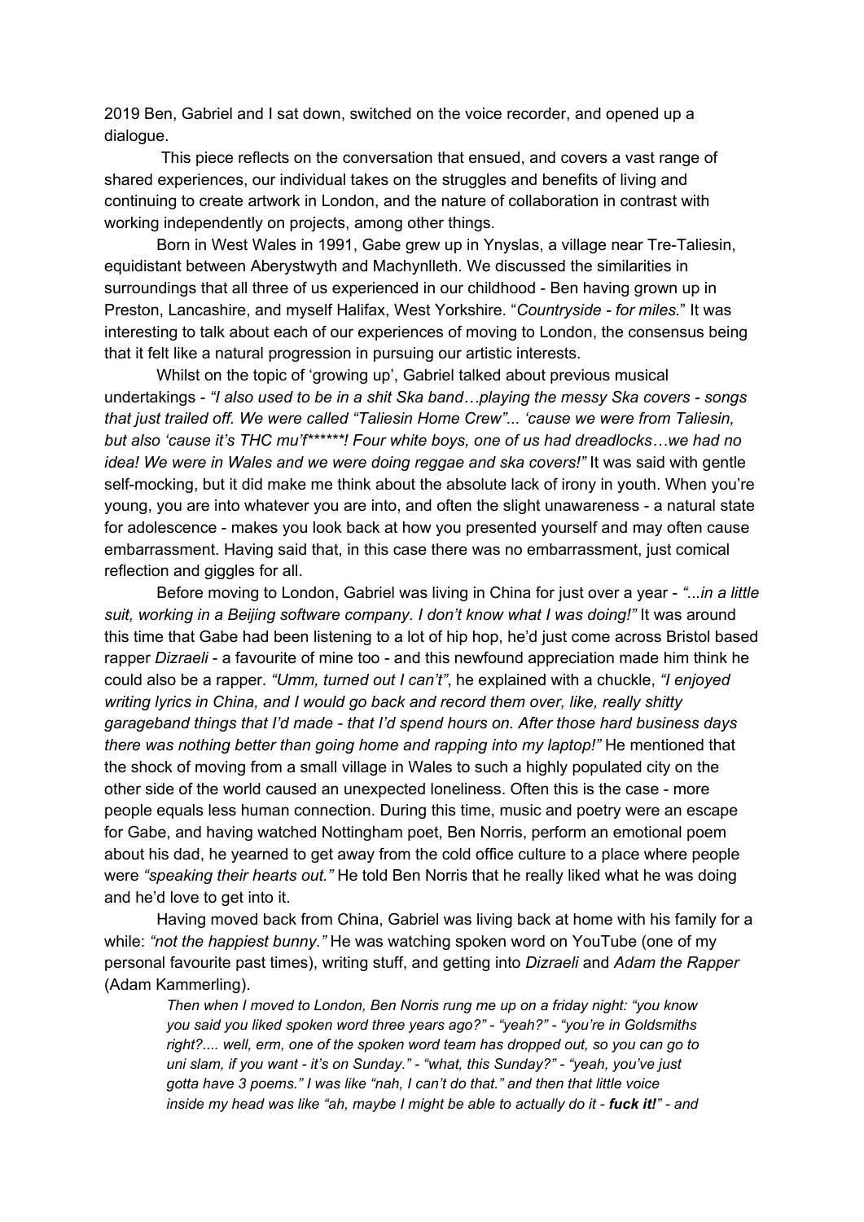2019 Ben, Gabriel and I sat down, switched on the voice recorder, and opened up a dialogue.

This piece reflects on the conversation that ensued, and covers a vast range of shared experiences, our individual takes on the struggles and benefits of living and continuing to create artwork in London, and the nature of collaboration in contrast with working independently on projects, among other things.

Born in West Wales in 1991, Gabe grew up in Ynyslas, a village near Tre-Taliesin, equidistant between Aberystwyth and Machynlleth. We discussed the similarities in surroundings that all three of us experienced in our childhood - Ben having grown up in Preston, Lancashire, and myself Halifax, West Yorkshire. "*Countryside - for miles.*" It was interesting to talk about each of our experiences of moving to London, the consensus being that it felt like a natural progression in pursuing our artistic interests.

Whilst on the topic of 'growing up', Gabriel talked about previous musical undertakings - *"I also used to be in a shit Ska band…playing the messy Ska covers - songs that just trailed off. We were called "Taliesin Home Crew"... 'cause we were from Taliesin, but also 'cause it's THC mu'f******! Four white boys, one of us had dreadlocks…we had no idea! We were in Wales and we were doing reggae and ska covers!"* It was said with gentle self-mocking, but it did make me think about the absolute lack of irony in youth. When you're young, you are into whatever you are into, and often the slight unawareness - a natural state for adolescence - makes you look back at how you presented yourself and may often cause embarrassment. Having said that, in this case there was no embarrassment, just comical reflection and giggles for all.

Before moving to London, Gabriel was living in China for just over a year - *"...in a little suit, working in a Beijing software company. I don't know what I was doing!"* It was around this time that Gabe had been listening to a lot of hip hop, he'd just come across Bristol based rapper *Dizraeli* - a favourite of mine too - and this newfound appreciation made him think he could also be a rapper. *"Umm, turned out I can't"*, he explained with a chuckle, *"I enjoyed writing lyrics in China, and I would go back and record them over, like, really shitty garageband things that I'd made - that I'd spend hours on. After those hard business days there was nothing better than going home and rapping into my laptop!"* He mentioned that the shock of moving from a small village in Wales to such a highly populated city on the other side of the world caused an unexpected loneliness. Often this is the case - more people equals less human connection. During this time, music and poetry were an escape for Gabe, and having watched Nottingham poet, Ben Norris, perform an emotional poem about his dad, he yearned to get away from the cold office culture to a place where people were *"speaking their hearts out."* He told Ben Norris that he really liked what he was doing and he'd love to get into it.

Having moved back from China, Gabriel was living back at home with his family for a while: *"not the happiest bunny."* He was watching spoken word on YouTube (one of my personal favourite past times), writing stuff, and getting into *Dizraeli* and *Adam the Rapper* (Adam Kammerling).

> *Then when I moved to London, Ben Norris rung me up on a friday night: "you know you said you liked spoken word three years ago?" - "yeah?" - "you're in Goldsmiths right?.... well, erm, one of the spoken word team has dropped out, so you can go to uni slam, if you want - it's on Sunday." - "what, this Sunday?" - "yeah, you've just gotta have 3 poems." I was like "nah, I can't do that." and then that little voice inside my head was like "ah, maybe I might be able to actually do it - **fuck it!**" - and*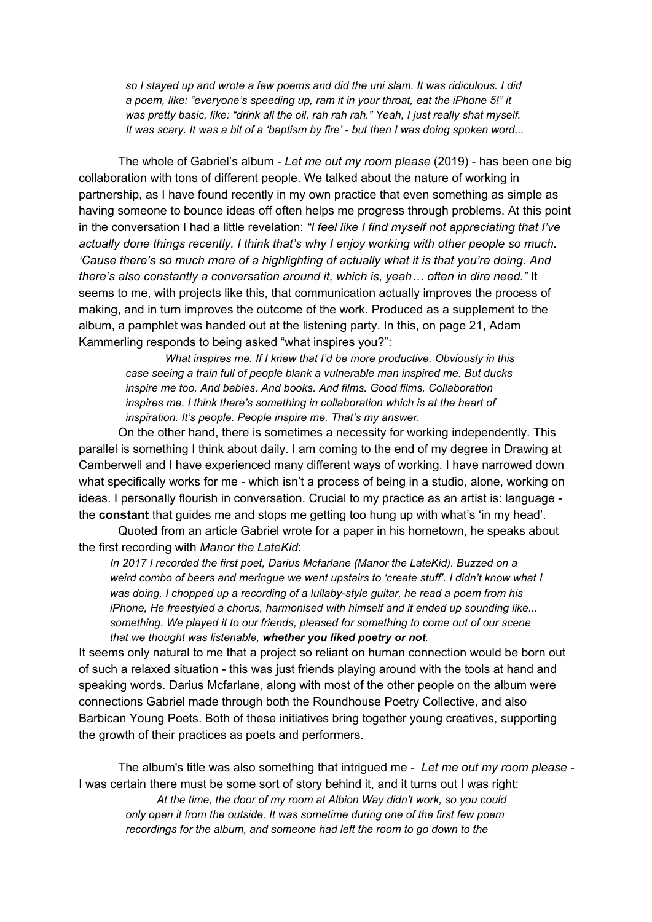*so I stayed up and wrote a few poems and did the uni slam. It was ridiculous. I did a poem, like: "everyone's speeding up, ram it in your throat, eat the iPhone 5!" it was pretty basic, like: "drink all the oil, rah rah rah." Yeah, I just really shat myself. It was scary. It was a bit of a 'baptism by fire' - but then I was doing spoken word...*

The whole of Gabriel's album - *Let me out my room please* (2019) - has been one big collaboration with tons of different people. We talked about the nature of working in partnership, as I have found recently in my own practice that even something as simple as having someone to bounce ideas off often helps me progress through problems. At this point in the conversation I had a little revelation: *"I feel like I find myself not appreciating that I've actually done things recently. I think that's why I enjoy working with other people so much. 'Cause there's so much more of a highlighting of actually what it is that you're doing. And there's also constantly a conversation around it, which is, yeah… often in dire need."* It seems to me, with projects like this, that communication actually improves the process of making, and in turn improves the outcome of the work. Produced as a supplement to the album, a pamphlet was handed out at the listening party. In this, on page 21, Adam Kammerling responds to being asked "what inspires you?":

*What inspires me. If I knew that I'd be more productive. Obviously in this case seeing a train full of people blank a vulnerable man inspired me. But ducks inspire me too. And babies. And books. And films. Good films. Collaboration inspires me. I think there's something in collaboration which is at the heart of inspiration. It's people. People inspire me. That's my answer.*

On the other hand, there is sometimes a necessity for working independently. This parallel is something I think about daily. I am coming to the end of my degree in Drawing at Camberwell and I have experienced many different ways of working. I have narrowed down what specifically works for me - which isn't a process of being in a studio, alone, working on ideas. I personally flourish in conversation. Crucial to my practice as an artist is: language - the **constant** that guides me and stops me getting too hung up with what's 'in my head'.

Quoted from an article Gabriel wrote for a paper in his hometown, he speaks about the first recording with *Manor the LateKid*:

*In 2017 I recorded the first poet, Darius Mcfarlane (Manor the LateKid). Buzzed on a weird combo of beers and meringue we went upstairs to 'create stuff'. I didn't know what I was doing, I chopped up a recording of a lullaby-style guitar, he read a poem from his iPhone, He freestyled a chorus, harmonised with himself and it ended up sounding like... something. We played it to our friends, pleased for something to come out of our scene that we thought was listenable,* ***whether you liked poetry or not****.*

It seems only natural to me that a project so reliant on human connection would be born out of such a relaxed situation - this was just friends playing around with the tools at hand and speaking words. Darius Mcfarlane, along with most of the other people on the album were connections Gabriel made through both the Roundhouse Poetry Collective, and also Barbican Young Poets. Both of these initiatives bring together young creatives, supporting the growth of their practices as poets and performers.

The album's title was also something that intrigued me - *Let me out my room please* - I was certain there must be some sort of story behind it, and it turns out I was right:

*At the time, the door of my room at Albion Way didn't work, so you could only open it from the outside. It was sometime during one of the first few poem recordings for the album, and someone had left the room to go down to the*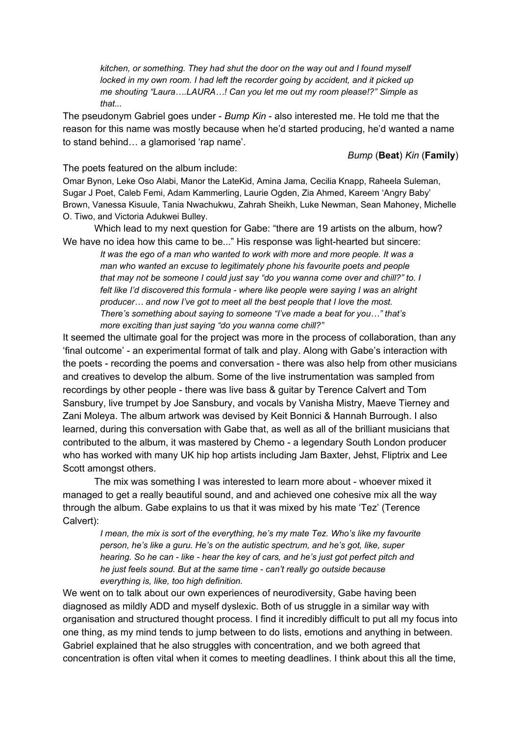> *kitchen, or something. They had shut the door on the way out and I found myself locked in my own room. I had left the recorder going by accident, and it picked up me shouting "Laura….LAURA…! Can you let me out my room please!?" Simple as that...*

The pseudonym Gabriel goes under - *Bump Kin* - also interested me. He told me that the reason for this name was mostly because when he'd started producing, he'd wanted a name to stand behind… a glamorised 'rap name'.

*Bump* (**Beat**) *Kin* (**Family**)

The poets featured on the album include:

Omar Bynon, Leke Oso Alabi, Manor the LateKid, Amina Jama, Cecilia Knapp, Raheela Suleman, Sugar J Poet, Caleb Femi, Adam Kammerling, Laurie Ogden, Zia Ahmed, Kareem 'Angry Baby' Brown, Vanessa Kisuule, Tania Nwachukwu, Zahrah Sheikh, Luke Newman, Sean Mahoney, Michelle O. Tiwo, and Victoria Adukwei Bulley.

Which lead to my next question for Gabe: "there are 19 artists on the album, how? We have no idea how this came to be..." His response was light-hearted but sincere:

> *It was the ego of a man who wanted to work with more and more people. It was a man who wanted an excuse to legitimately phone his favourite poets and people that may not be someone I could just say "do you wanna come over and chill?" to. I felt like I'd discovered this formula - where like people were saying I was an alright producer… and now I've got to meet all the best people that I love the most. There's something about saying to someone "I've made a beat for you…" that's more exciting than just saying "do you wanna come chill?"*

It seemed the ultimate goal for the project was more in the process of collaboration, than any 'final outcome' - an experimental format of talk and play. Along with Gabe's interaction with the poets - recording the poems and conversation - there was also help from other musicians and creatives to develop the album. Some of the live instrumentation was sampled from recordings by other people - there was live bass & guitar by Terence Calvert and Tom Sansbury, live trumpet by Joe Sansbury, and vocals by Vanisha Mistry, Maeve Tierney and Zani Moleya. The album artwork was devised by Keit Bonnici & Hannah Burrough. I also learned, during this conversation with Gabe that, as well as all of the brilliant musicians that contributed to the album, it was mastered by Chemo - a legendary South London producer who has worked with many UK hip hop artists including Jam Baxter, Jehst, Fliptrix and Lee Scott amongst others.

The mix was something I was interested to learn more about - whoever mixed it managed to get a really beautiful sound, and and achieved one cohesive mix all the way through the album. Gabe explains to us that it was mixed by his mate 'Tez' (Terence Calvert):

> *I mean, the mix is sort of the everything, he's my mate Tez. Who's like my favourite person, he's like a guru. He's on the autistic spectrum, and he's got, like, super hearing. So he can - like - hear the key of cars, and he's just got perfect pitch and he just feels sound. But at the same time - can't really go outside because everything is, like, too high definition.*

We went on to talk about our own experiences of neurodiversity, Gabe having been diagnosed as mildly ADD and myself dyslexic. Both of us struggle in a similar way with organisation and structured thought process. I find it incredibly difficult to put all my focus into one thing, as my mind tends to jump between to do lists, emotions and anything in between. Gabriel explained that he also struggles with concentration, and we both agreed that concentration is often vital when it comes to meeting deadlines. I think about this all the time,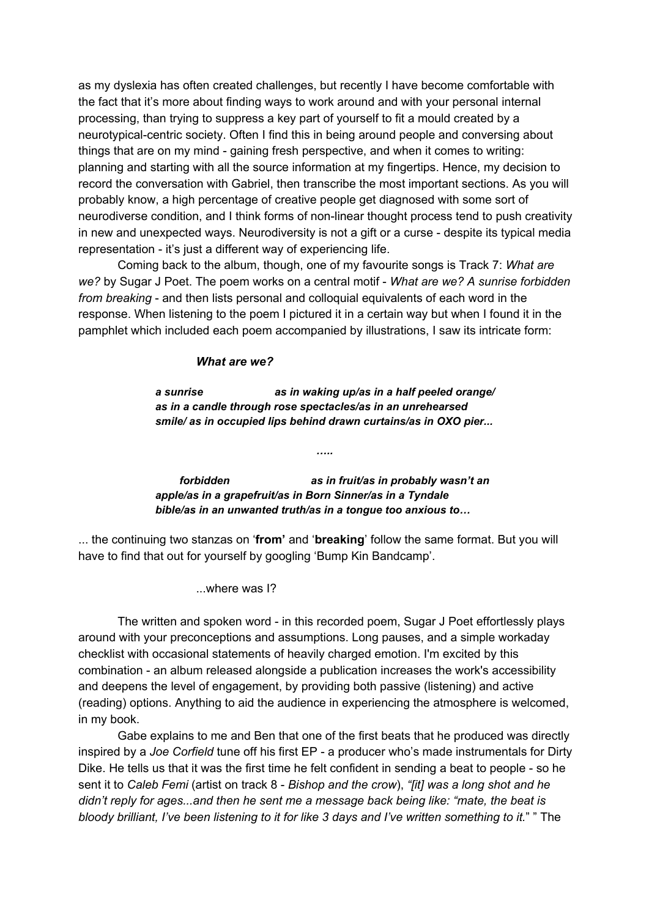as my dyslexia has often created challenges, but recently I have become comfortable with the fact that it's more about finding ways to work around and with your personal internal processing, than trying to suppress a key part of yourself to fit a mould created by a neurotypical-centric society. Often I find this in being around people and conversing about things that are on my mind - gaining fresh perspective, and when it comes to writing: planning and starting with all the source information at my fingertips. Hence, my decision to record the conversation with Gabriel, then transcribe the most important sections. As you will probably know, a high percentage of creative people get diagnosed with some sort of neurodiverse condition, and I think forms of non-linear thought process tend to push creativity in new and unexpected ways. Neurodiversity is not a gift or a curse - despite its typical media representation - it's just a different way of experiencing life.

Coming back to the album, though, one of my favourite songs is Track 7: *What are we?* by Sugar J Poet. The poem works on a central motif - *What are we? A sunrise forbidden from breaking* - and then lists personal and colloquial equivalents of each word in the response. When listening to the poem I pictured it in a certain way but when I found it in the pamphlet which included each poem accompanied by illustrations, I saw its intricate form:

***What are we?***

***a sunrise*** ***as in waking up/as in a half peeled orange/***
***as in a candle through rose spectacles/as in an unrehearsed***
***smile/ as in occupied lips behind drawn curtains/as in OXO pier...***

***.....***

***forbidden*** ***as in fruit/as in probably wasn't an***
***apple/as in a grapefruit/as in Born Sinner/as in a Tyndale***
***bible/as in an unwanted truth/as in a tongue too anxious to…***

... the continuing two stanzas on '**from'** and '**breaking**' follow the same format. But you will have to find that out for yourself by googling 'Bump Kin Bandcamp'.

...where was I?

The written and spoken word - in this recorded poem, Sugar J Poet effortlessly plays around with your preconceptions and assumptions. Long pauses, and a simple workaday checklist with occasional statements of heavily charged emotion. I'm excited by this combination - an album released alongside a publication increases the work's accessibility and deepens the level of engagement, by providing both passive (listening) and active (reading) options. Anything to aid the audience in experiencing the atmosphere is welcomed, in my book.

Gabe explains to me and Ben that one of the first beats that he produced was directly inspired by a *Joe Corfield* tune off his first EP - a producer who's made instrumentals for Dirty Dike. He tells us that it was the first time he felt confident in sending a beat to people - so he sent it to *Caleb Femi* (artist on track 8 - *Bishop and the crow*), *"[it] was a long shot and he didn't reply for ages...and then he sent me a message back being like: "mate, the beat is bloody brilliant, I've been listening to it for like 3 days and I've written something to it.*" " The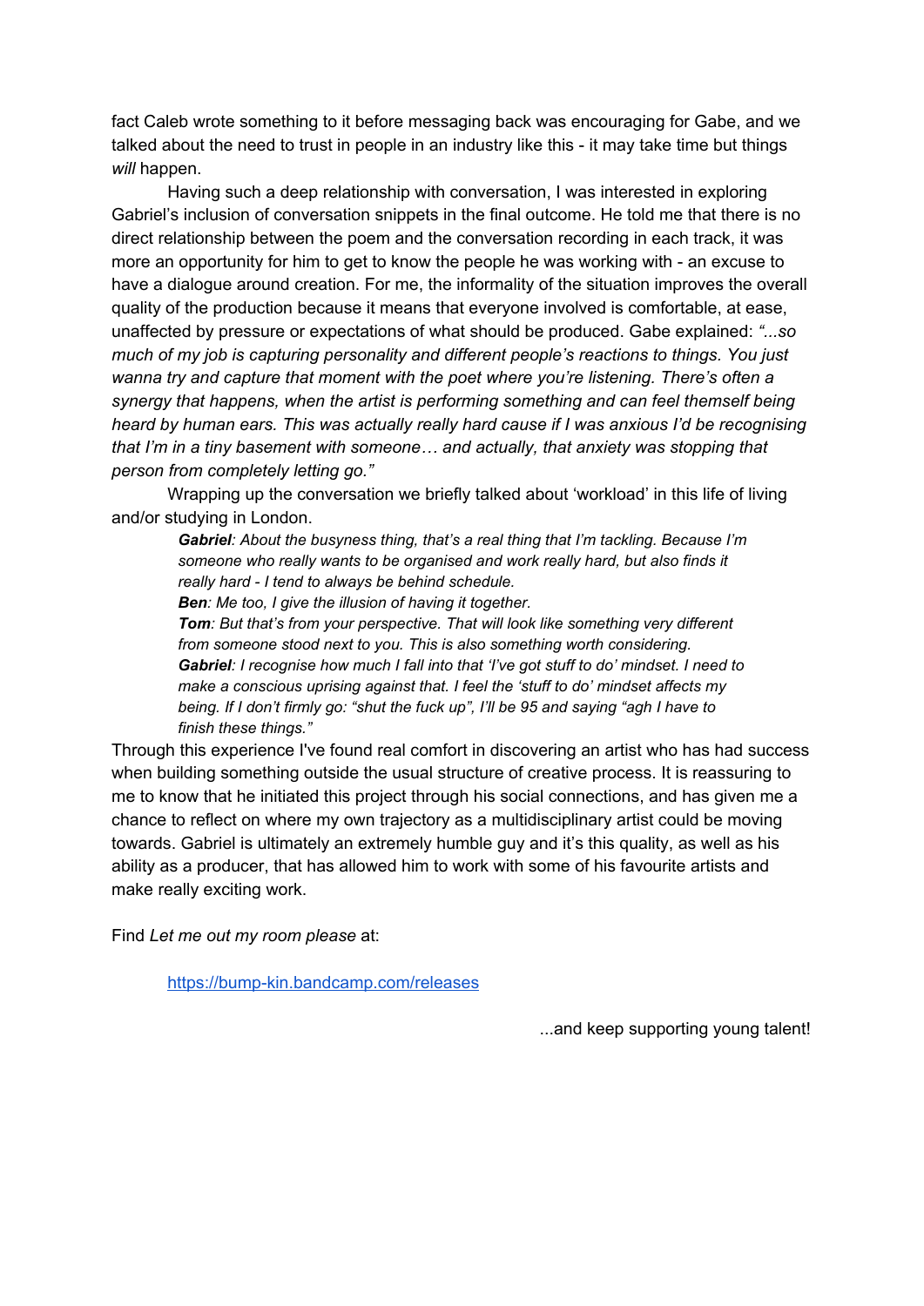fact Caleb wrote something to it before messaging back was encouraging for Gabe, and we talked about the need to trust in people in an industry like this - it may take time but things *will* happen.

Having such a deep relationship with conversation, I was interested in exploring Gabriel's inclusion of conversation snippets in the final outcome. He told me that there is no direct relationship between the poem and the conversation recording in each track, it was more an opportunity for him to get to know the people he was working with - an excuse to have a dialogue around creation. For me, the informality of the situation improves the overall quality of the production because it means that everyone involved is comfortable, at ease, unaffected by pressure or expectations of what should be produced. Gabe explained: *"...so much of my job is capturing personality and different people's reactions to things. You just wanna try and capture that moment with the poet where you're listening. There's often a synergy that happens, when the artist is performing something and can feel themself being heard by human ears. This was actually really hard cause if I was anxious I'd be recognising that I'm in a tiny basement with someone… and actually, that anxiety was stopping that person from completely letting go."*

Wrapping up the conversation we briefly talked about 'workload' in this life of living and/or studying in London.

> ***Gabriel**: About the busyness thing, that's a real thing that I'm tackling. Because I'm someone who really wants to be organised and work really hard, but also finds it really hard - I tend to always be behind schedule.*
>
> ***Ben**: Me too, I give the illusion of having it together.*
>
> ***Tom**: But that's from your perspective. That will look like something very different from someone stood next to you. This is also something worth considering.*
>
> ***Gabriel**: I recognise how much I fall into that 'I've got stuff to do' mindset. I need to make a conscious uprising against that. I feel the 'stuff to do' mindset affects my being. If I don't firmly go: "shut the fuck up", I'll be 95 and saying "agh I have to finish these things."*

Through this experience I've found real comfort in discovering an artist who has had success when building something outside the usual structure of creative process. It is reassuring to me to know that he initiated this project through his social connections, and has given me a chance to reflect on where my own trajectory as a multidisciplinary artist could be moving towards. Gabriel is ultimately an extremely humble guy and it's this quality, as well as his ability as a producer, that has allowed him to work with some of his favourite artists and make really exciting work.

Find *Let me out my room please* at:

https://bump-kin.bandcamp.com/releases

...and keep supporting young talent!